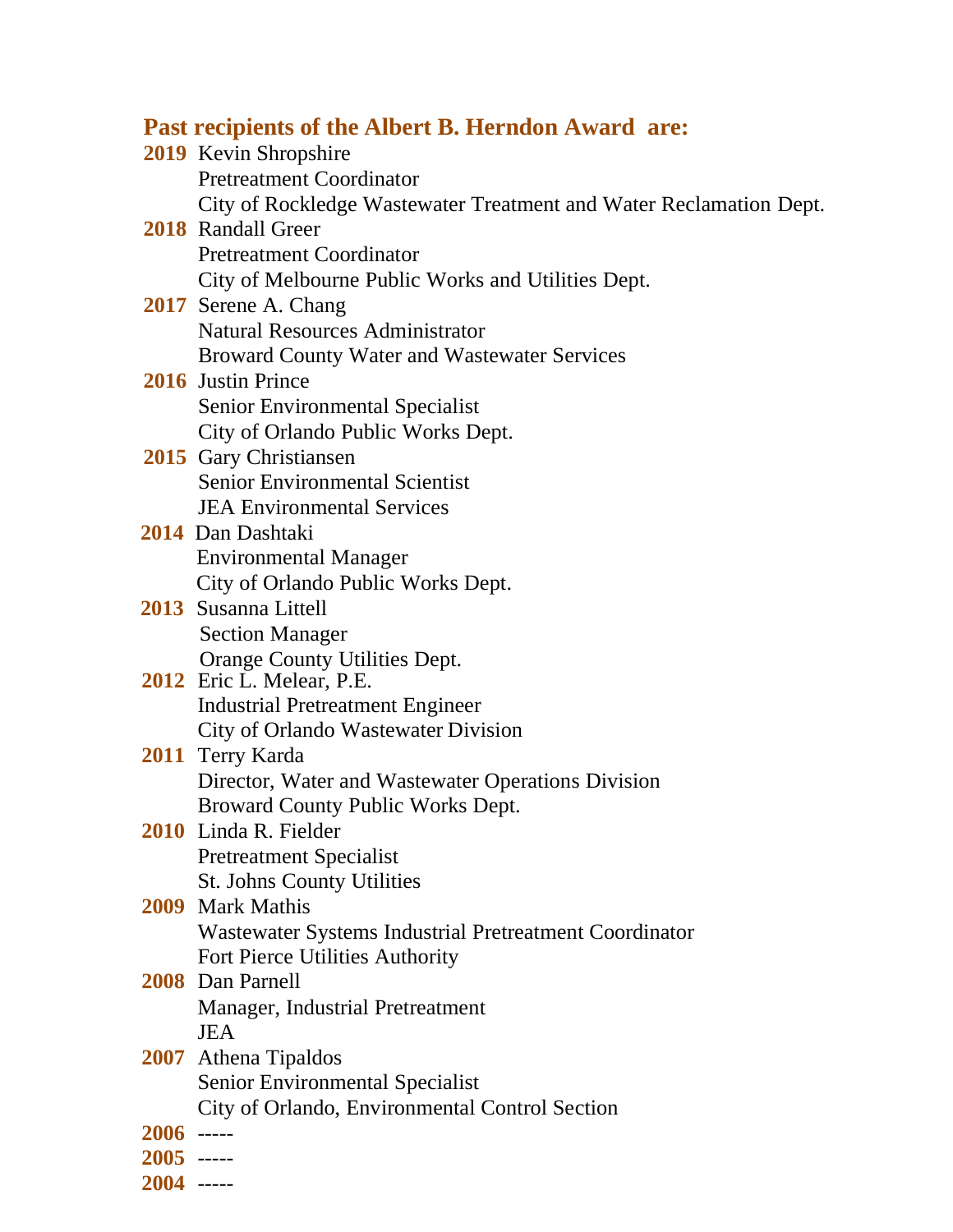## Past recipients of the Albert B. Herndon Award are:

**2019** Kevin Shropshire
Pretreatment Coordinator
City of Rockledge Wastewater Treatment and Water Reclamation Dept.

**2018** Randall Greer
Pretreatment Coordinator
City of Melbourne Public Works and Utilities Dept.

**2017** Serene A. Chang
Natural Resources Administrator
Broward County Water and Wastewater Services

**2016** Justin Prince
Senior Environmental Specialist
City of Orlando Public Works Dept.

**2015** Gary Christiansen
Senior Environmental Scientist
JEA Environmental Services

**2014** Dan Dashtaki
Environmental Manager
City of Orlando Public Works Dept.

**2013** Susanna Littell
Section Manager
Orange County Utilities Dept.

**2012** Eric L. Melear, P.E.
Industrial Pretreatment Engineer
City of Orlando Wastewater Division

**2011** Terry Karda
Director, Water and Wastewater Operations Division
Broward County Public Works Dept.

**2010** Linda R. Fielder
Pretreatment Specialist
St. Johns County Utilities

**2009** Mark Mathis
Wastewater Systems Industrial Pretreatment Coordinator
Fort Pierce Utilities Authority

**2008** Dan Parnell
Manager, Industrial Pretreatment
JEA

**2007** Athena Tipaldos
Senior Environmental Specialist
City of Orlando, Environmental Control Section

**2006** -----

**2005** -----

**2004** -----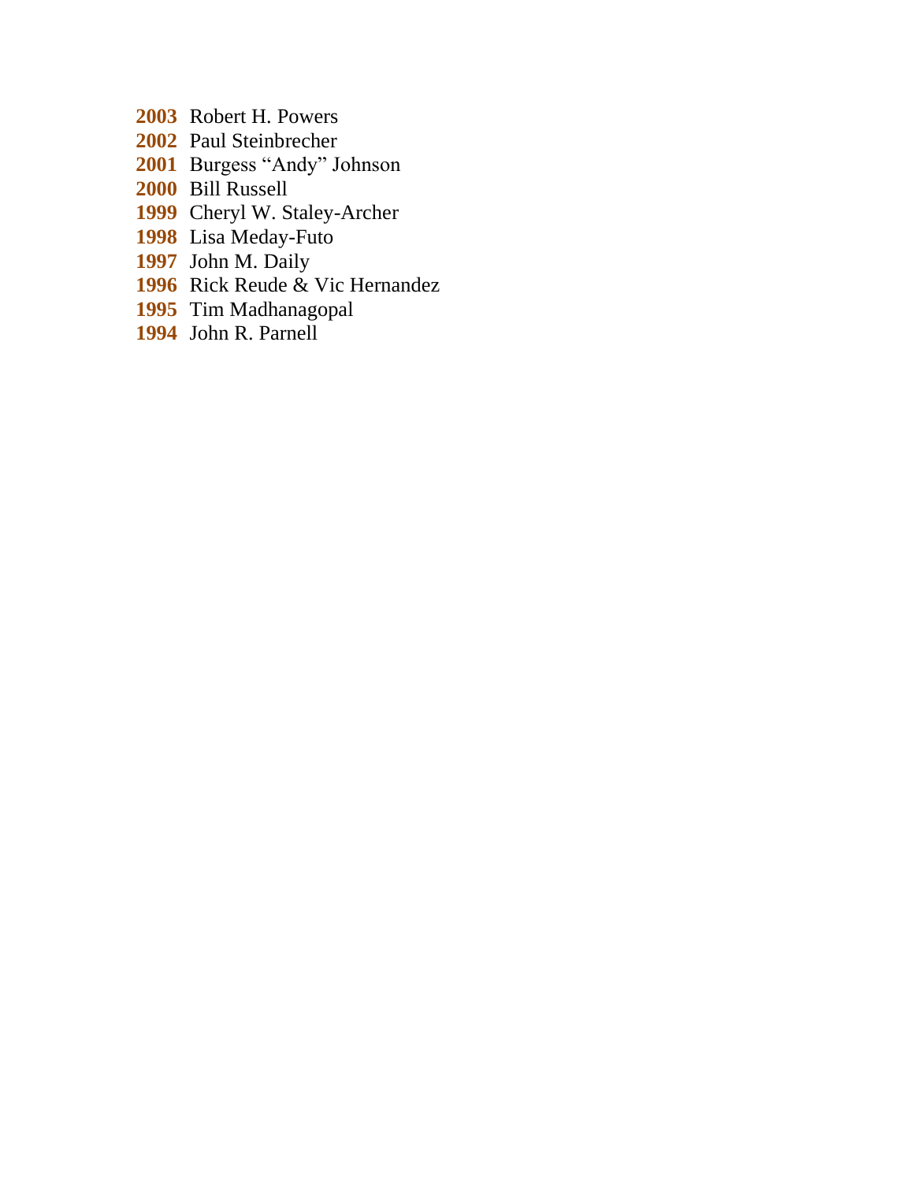**2003** Robert H. Powers
**2002** Paul Steinbrecher
**2001** Burgess "Andy" Johnson
**2000** Bill Russell
**1999** Cheryl W. Staley-Archer
**1998** Lisa Meday-Futo
**1997** John M. Daily
**1996** Rick Reude & Vic Hernandez
**1995** Tim Madhanagopal
**1994** John R. Parnell